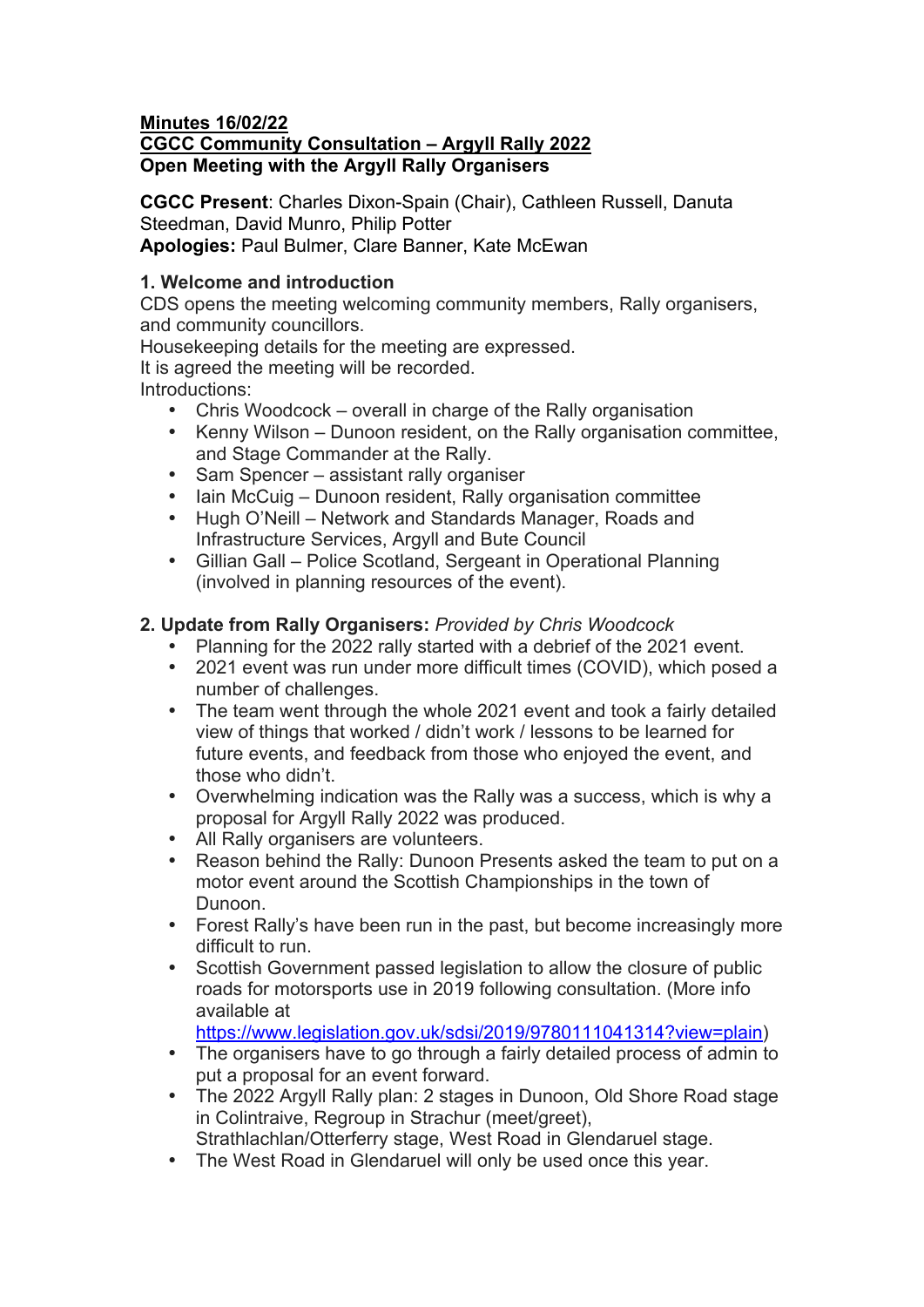**Minutes 16/02/22**
**CGCC Community Consultation – Argyll Rally 2022**
**Open Meeting with the Argyll Rally Organisers**

**CGCC Present**: Charles Dixon-Spain (Chair), Cathleen Russell, Danuta Steedman, David Munro, Philip Potter
**Apologies:** Paul Bulmer, Clare Banner, Kate McEwan

**1. Welcome and introduction**

CDS opens the meeting welcoming community members, Rally organisers, and community councillors.
Housekeeping details for the meeting are expressed.
It is agreed the meeting will be recorded.
Introductions:

- Chris Woodcock – overall in charge of the Rally organisation
- Kenny Wilson – Dunoon resident, on the Rally organisation committee, and Stage Commander at the Rally.
- Sam Spencer – assistant rally organiser
- Iain McCuig – Dunoon resident, Rally organisation committee
- Hugh O'Neill – Network and Standards Manager, Roads and Infrastructure Services, Argyll and Bute Council
- Gillian Gall – Police Scotland, Sergeant in Operational Planning (involved in planning resources of the event).

**2. Update from Rally Organisers:** *Provided by Chris Woodcock*

- Planning for the 2022 rally started with a debrief of the 2021 event.
- 2021 event was run under more difficult times (COVID), which posed a number of challenges.
- The team went through the whole 2021 event and took a fairly detailed view of things that worked / didn't work / lessons to be learned for future events, and feedback from those who enjoyed the event, and those who didn't.
- Overwhelming indication was the Rally was a success, which is why a proposal for Argyll Rally 2022 was produced.
- All Rally organisers are volunteers.
- Reason behind the Rally: Dunoon Presents asked the team to put on a motor event around the Scottish Championships in the town of Dunoon.
- Forest Rally's have been run in the past, but become increasingly more difficult to run.
- Scottish Government passed legislation to allow the closure of public roads for motorsports use in 2019 following consultation. (More info available at https://www.legislation.gov.uk/sdsi/2019/9780111041314?view=plain)
- The organisers have to go through a fairly detailed process of admin to put a proposal for an event forward.
- The 2022 Argyll Rally plan: 2 stages in Dunoon, Old Shore Road stage in Colintraive, Regroup in Strachur (meet/greet), Strathlachlan/Otterferry stage, West Road in Glendaruel stage.
- The West Road in Glendaruel will only be used once this year.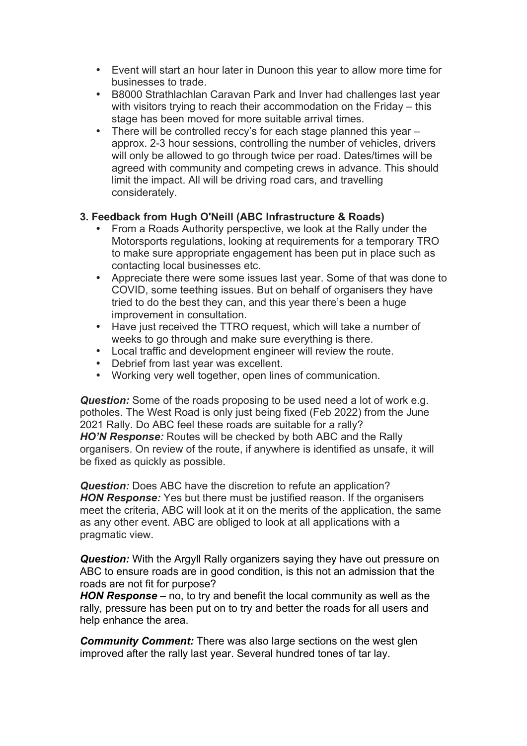- Event will start an hour later in Dunoon this year to allow more time for businesses to trade.
- B8000 Strathlachlan Caravan Park and Inver had challenges last year with visitors trying to reach their accommodation on the Friday – this stage has been moved for more suitable arrival times.
- There will be controlled reccy's for each stage planned this year – approx. 2-3 hour sessions, controlling the number of vehicles, drivers will only be allowed to go through twice per road. Dates/times will be agreed with community and competing crews in advance. This should limit the impact. All will be driving road cars, and travelling considerately.

### 3. Feedback from Hugh O'Neill (ABC Infrastructure & Roads)

- From a Roads Authority perspective, we look at the Rally under the Motorsports regulations, looking at requirements for a temporary TRO to make sure appropriate engagement has been put in place such as contacting local businesses etc.
- Appreciate there were some issues last year. Some of that was done to COVID, some teething issues. But on behalf of organisers they have tried to do the best they can, and this year there's been a huge improvement in consultation.
- Have just received the TTRO request, which will take a number of weeks to go through and make sure everything is there.
- Local traffic and development engineer will review the route.
- Debrief from last year was excellent.
- Working very well together, open lines of communication.

***Question:*** Some of the roads proposing to be used need a lot of work e.g. potholes. The West Road is only just being fixed (Feb 2022) from the June 2021 Rally. Do ABC feel these roads are suitable for a rally?
***HO'N Response:*** Routes will be checked by both ABC and the Rally organisers. On review of the route, if anywhere is identified as unsafe, it will be fixed as quickly as possible.

***Question:*** Does ABC have the discretion to refute an application?
***HON Response:*** Yes but there must be justified reason. If the organisers meet the criteria, ABC will look at it on the merits of the application, the same as any other event. ABC are obliged to look at all applications with a pragmatic view.

***Question:*** With the Argyll Rally organizers saying they have out pressure on ABC to ensure roads are in good condition, is this not an admission that the roads are not fit for purpose?
***HON Response*** – no, to try and benefit the local community as well as the rally, pressure has been put on to try and better the roads for all users and help enhance the area.

***Community Comment:*** There was also large sections on the west glen improved after the rally last year. Several hundred tones of tar lay.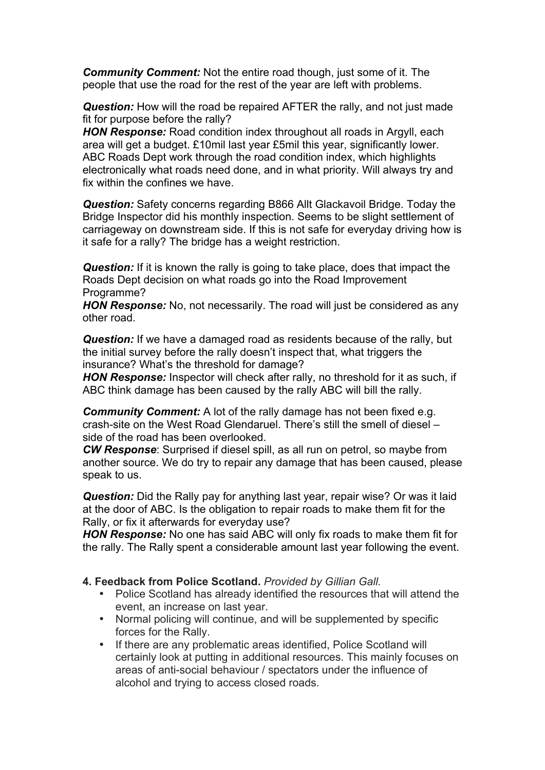***Community Comment:*** Not the entire road though, just some of it. The people that use the road for the rest of the year are left with problems.

***Question:*** How will the road be repaired AFTER the rally, and not just made fit for purpose before the rally?
***HON Response:*** Road condition index throughout all roads in Argyll, each area will get a budget. £10mil last year £5mil this year, significantly lower. ABC Roads Dept work through the road condition index, which highlights electronically what roads need done, and in what priority. Will always try and fix within the confines we have.

***Question:*** Safety concerns regarding B866 Allt Glackavoil Bridge. Today the Bridge Inspector did his monthly inspection. Seems to be slight settlement of carriageway on downstream side. If this is not safe for everyday driving how is it safe for a rally? The bridge has a weight restriction.

***Question:*** If it is known the rally is going to take place, does that impact the Roads Dept decision on what roads go into the Road Improvement Programme?
***HON Response:*** No, not necessarily. The road will just be considered as any other road.

***Question:*** If we have a damaged road as residents because of the rally, but the initial survey before the rally doesn't inspect that, what triggers the insurance? What's the threshold for damage?
***HON Response:*** Inspector will check after rally, no threshold for it as such, if ABC think damage has been caused by the rally ABC will bill the rally.

***Community Comment:*** A lot of the rally damage has not been fixed e.g. crash-site on the West Road Glendaruel. There's still the smell of diesel – side of the road has been overlooked.
***CW Response***: Surprised if diesel spill, as all run on petrol, so maybe from another source. We do try to repair any damage that has been caused, please speak to us.

***Question:*** Did the Rally pay for anything last year, repair wise? Or was it laid at the door of ABC. Is the obligation to repair roads to make them fit for the Rally, or fix it afterwards for everyday use?
***HON Response:*** No one has said ABC will only fix roads to make them fit for the rally. The Rally spent a considerable amount last year following the event.

**4. Feedback from Police Scotland.** *Provided by Gillian Gall.*

- Police Scotland has already identified the resources that will attend the event, an increase on last year.
- Normal policing will continue, and will be supplemented by specific forces for the Rally.
- If there are any problematic areas identified, Police Scotland will certainly look at putting in additional resources. This mainly focuses on areas of anti-social behaviour / spectators under the influence of alcohol and trying to access closed roads.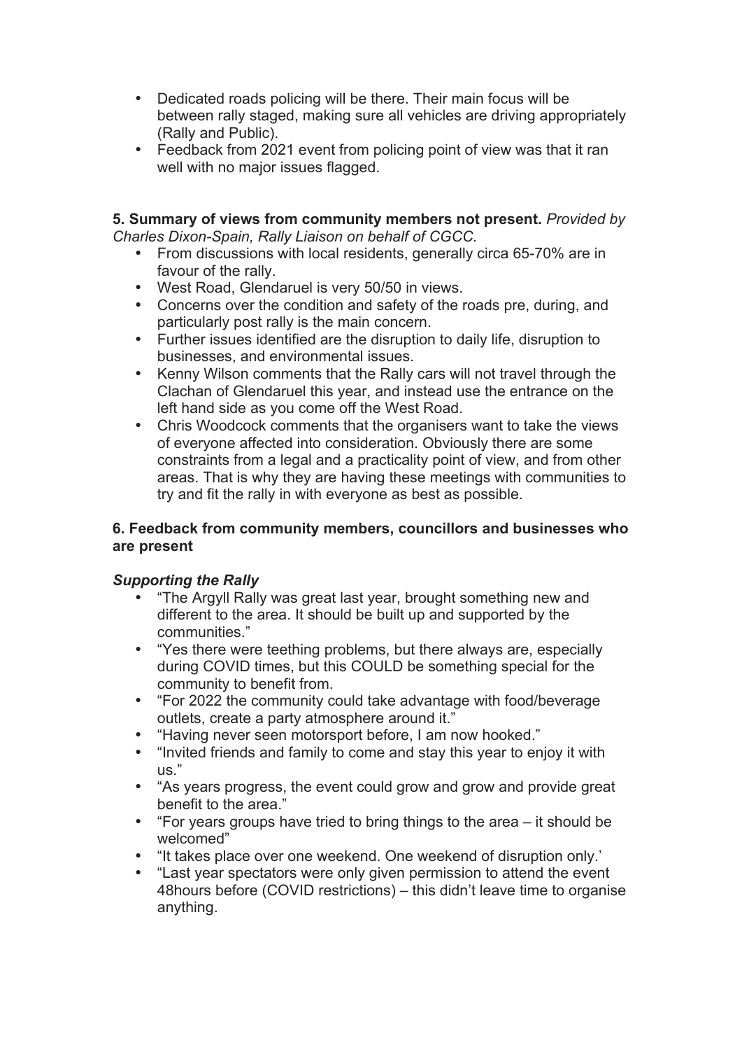- Dedicated roads policing will be there. Their main focus will be between rally staged, making sure all vehicles are driving appropriately (Rally and Public).
- Feedback from 2021 event from policing point of view was that it ran well with no major issues flagged.

**5. Summary of views from community members not present.** *Provided by Charles Dixon-Spain, Rally Liaison on behalf of CGCC.*

- From discussions with local residents, generally circa 65-70% are in favour of the rally.
- West Road, Glendaruel is very 50/50 in views.
- Concerns over the condition and safety of the roads pre, during, and particularly post rally is the main concern.
- Further issues identified are the disruption to daily life, disruption to businesses, and environmental issues.
- Kenny Wilson comments that the Rally cars will not travel through the Clachan of Glendaruel this year, and instead use the entrance on the left hand side as you come off the West Road.
- Chris Woodcock comments that the organisers want to take the views of everyone affected into consideration. Obviously there are some constraints from a legal and a practicality point of view, and from other areas. That is why they are having these meetings with communities to try and fit the rally in with everyone as best as possible.

**6. Feedback from community members, councillors and businesses who are present**

***Supporting the Rally***

- "The Argyll Rally was great last year, brought something new and different to the area. It should be built up and supported by the communities."
- "Yes there were teething problems, but there always are, especially during COVID times, but this COULD be something special for the community to benefit from.
- "For 2022 the community could take advantage with food/beverage outlets, create a party atmosphere around it."
- "Having never seen motorsport before, I am now hooked."
- "Invited friends and family to come and stay this year to enjoy it with us."
- "As years progress, the event could grow and grow and provide great benefit to the area."
- "For years groups have tried to bring things to the area – it should be welcomed"
- "It takes place over one weekend. One weekend of disruption only.'
- "Last year spectators were only given permission to attend the event 48hours before (COVID restrictions) – this didn't leave time to organise anything.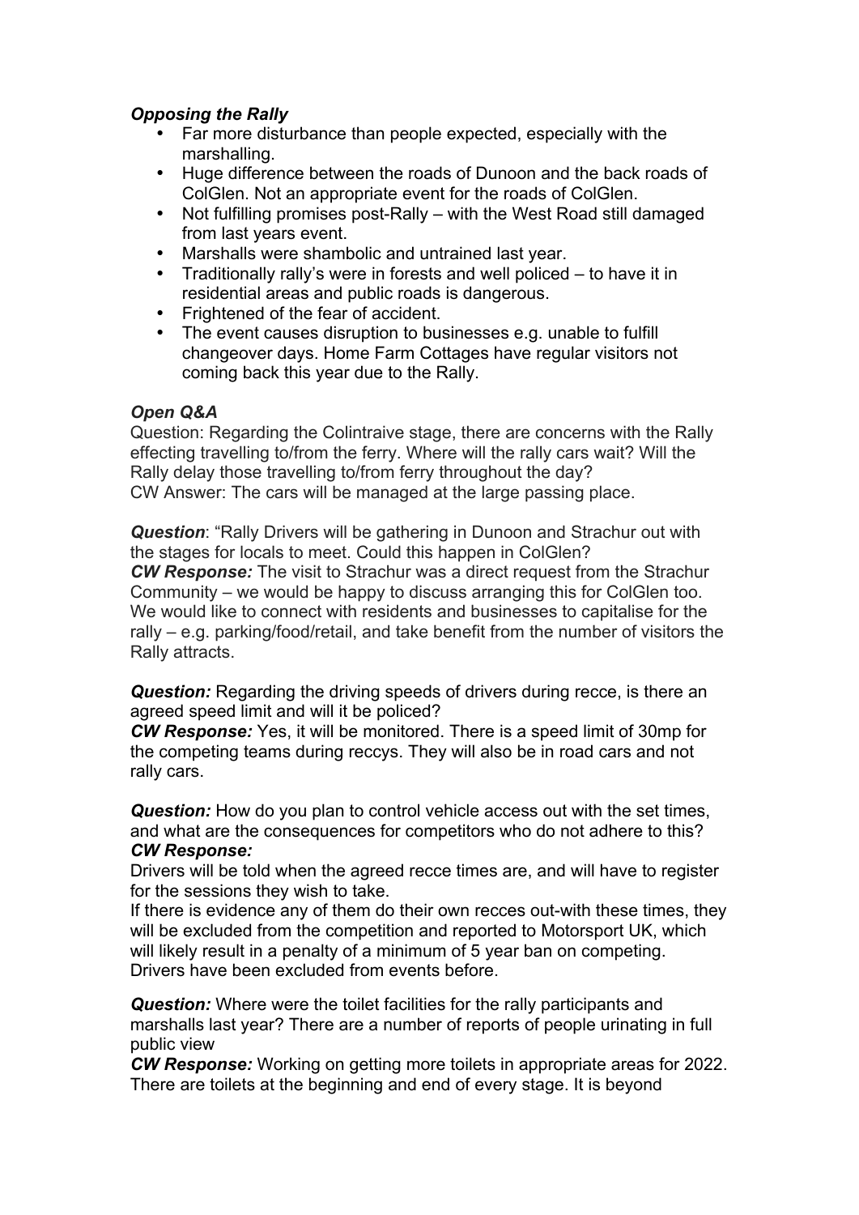### *Opposing the Rally*

- Far more disturbance than people expected, especially with the marshalling.
- Huge difference between the roads of Dunoon and the back roads of ColGlen. Not an appropriate event for the roads of ColGlen.
- Not fulfilling promises post-Rally – with the West Road still damaged from last years event.
- Marshalls were shambolic and untrained last year.
- Traditionally rally's were in forests and well policed – to have it in residential areas and public roads is dangerous.
- Frightened of the fear of accident.
- The event causes disruption to businesses e.g. unable to fulfill changeover days. Home Farm Cottages have regular visitors not coming back this year due to the Rally.

### *Open Q&A*

Question: Regarding the Colintraive stage, there are concerns with the Rally effecting travelling to/from the ferry. Where will the rally cars wait? Will the Rally delay those travelling to/from ferry throughout the day?
CW Answer: The cars will be managed at the large passing place.

***Question***: "Rally Drivers will be gathering in Dunoon and Strachur out with the stages for locals to meet. Could this happen in ColGlen?
***CW Response:*** The visit to Strachur was a direct request from the Strachur Community – we would be happy to discuss arranging this for ColGlen too. We would like to connect with residents and businesses to capitalise for the rally – e.g. parking/food/retail, and take benefit from the number of visitors the Rally attracts.

***Question:*** Regarding the driving speeds of drivers during recce, is there an agreed speed limit and will it be policed?
***CW Response:*** Yes, it will be monitored. There is a speed limit of 30mp for the competing teams during reccys. They will also be in road cars and not rally cars.

***Question:*** How do you plan to control vehicle access out with the set times, and what are the consequences for competitors who do not adhere to this?
***CW Response:***
Drivers will be told when the agreed recce times are, and will have to register for the sessions they wish to take.
If there is evidence any of them do their own recces out-with these times, they will be excluded from the competition and reported to Motorsport UK, which will likely result in a penalty of a minimum of 5 year ban on competing. Drivers have been excluded from events before.

***Question:*** Where were the toilet facilities for the rally participants and marshalls last year? There are a number of reports of people urinating in full public view
***CW Response:*** Working on getting more toilets in appropriate areas for 2022. There are toilets at the beginning and end of every stage. It is beyond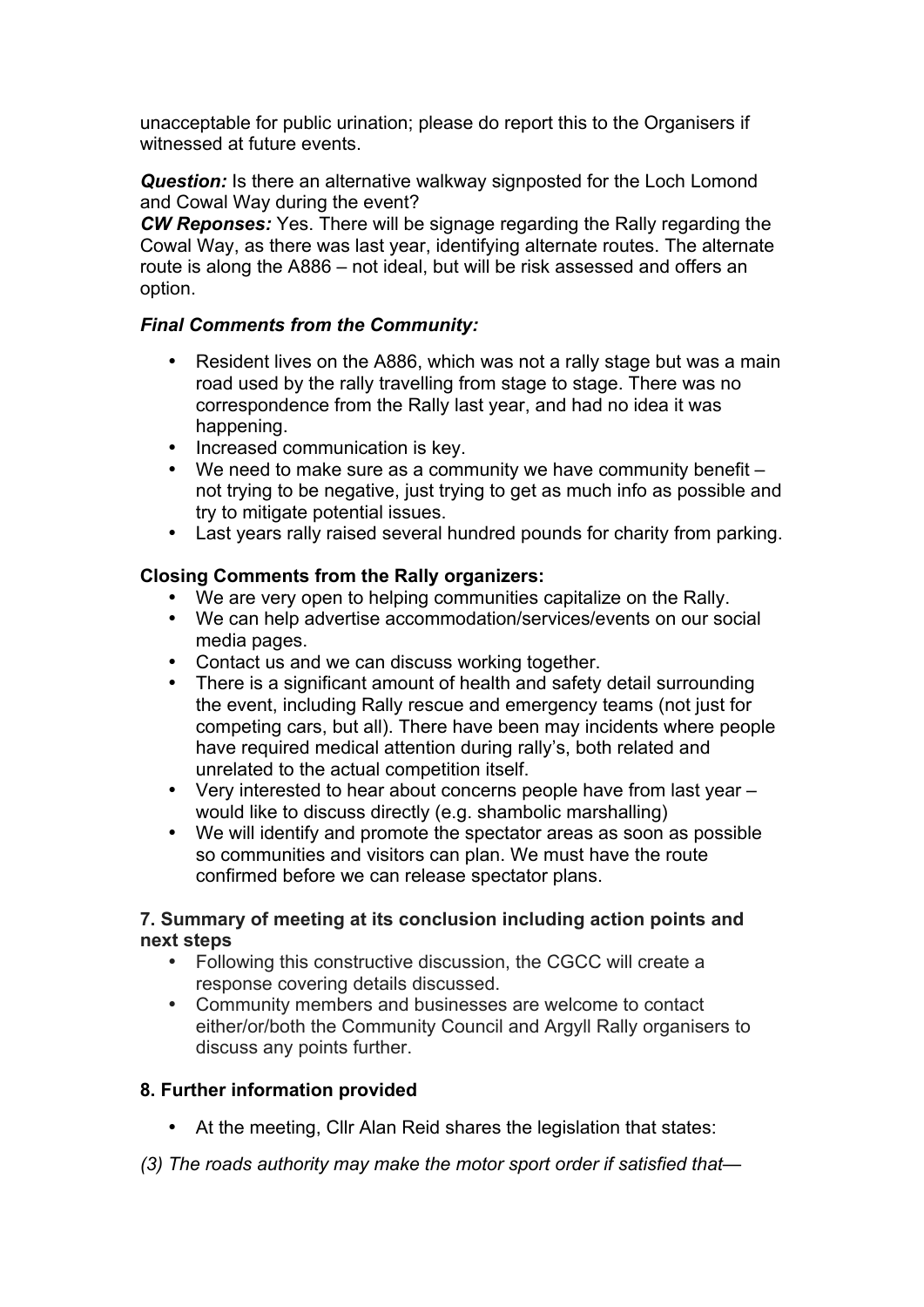unacceptable for public urination; please do report this to the Organisers if witnessed at future events.

***Question:*** Is there an alternative walkway signposted for the Loch Lomond and Cowal Way during the event?
***CW Reponses:*** Yes. There will be signage regarding the Rally regarding the Cowal Way, as there was last year, identifying alternate routes. The alternate route is along the A886 – not ideal, but will be risk assessed and offers an option.

***Final Comments from the Community:***

- Resident lives on the A886, which was not a rally stage but was a main road used by the rally travelling from stage to stage. There was no correspondence from the Rally last year, and had no idea it was happening.
- Increased communication is key.
- We need to make sure as a community we have community benefit – not trying to be negative, just trying to get as much info as possible and try to mitigate potential issues.
- Last years rally raised several hundred pounds for charity from parking.

**Closing Comments from the Rally organizers:**

- We are very open to helping communities capitalize on the Rally.
- We can help advertise accommodation/services/events on our social media pages.
- Contact us and we can discuss working together.
- There is a significant amount of health and safety detail surrounding the event, including Rally rescue and emergency teams (not just for competing cars, but all). There have been may incidents where people have required medical attention during rally's, both related and unrelated to the actual competition itself.
- Very interested to hear about concerns people have from last year – would like to discuss directly (e.g. shambolic marshalling)
- We will identify and promote the spectator areas as soon as possible so communities and visitors can plan. We must have the route confirmed before we can release spectator plans.

**7. Summary of meeting at its conclusion including action points and next steps**

- Following this constructive discussion, the CGCC will create a response covering details discussed.
- Community members and businesses are welcome to contact either/or/both the Community Council and Argyll Rally organisers to discuss any points further.

**8. Further information provided**

- At the meeting, Cllr Alan Reid shares the legislation that states:

*(3) The roads authority may make the motor sport order if satisfied that—*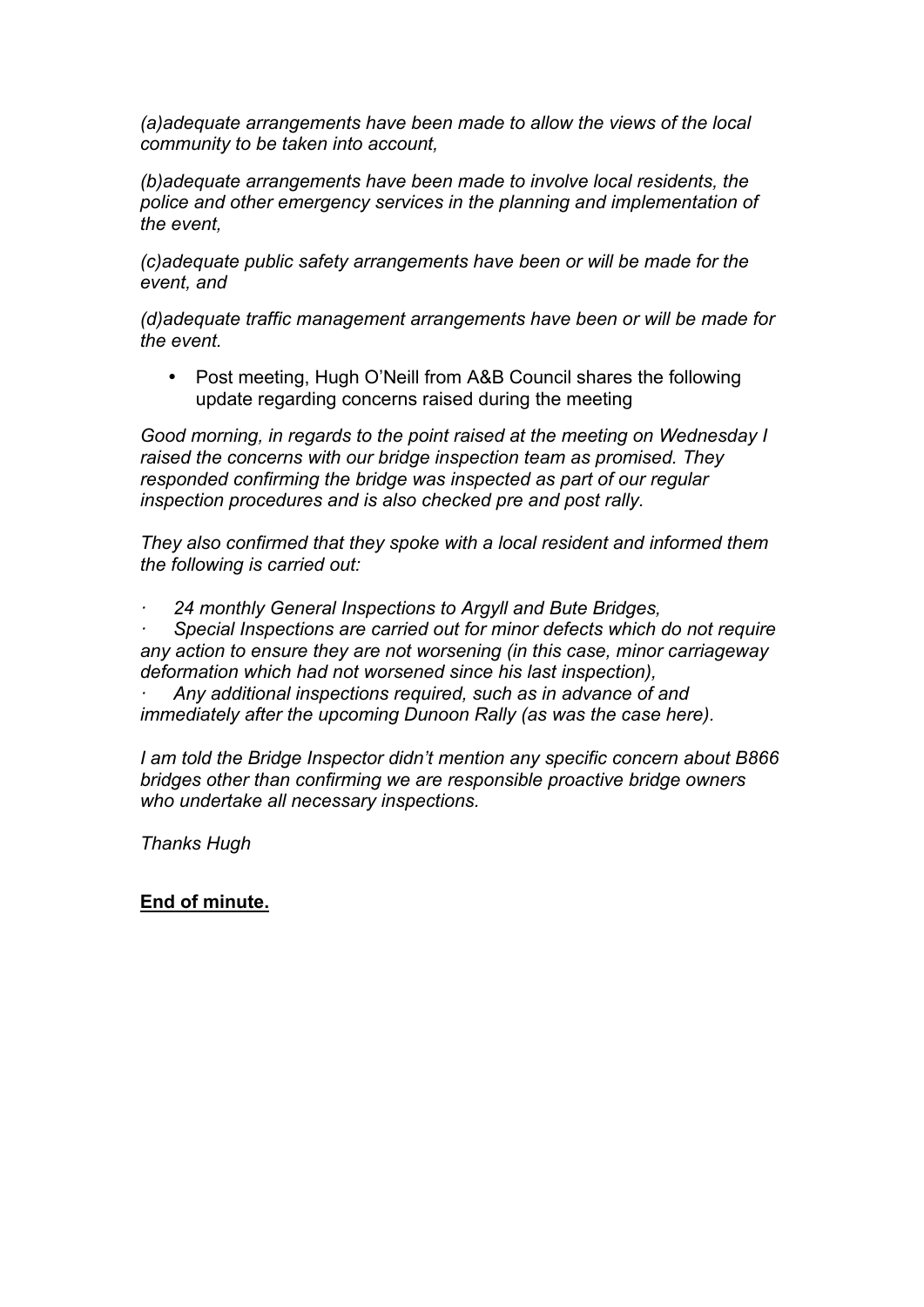*(a)adequate arrangements have been made to allow the views of the local community to be taken into account,*

*(b)adequate arrangements have been made to involve local residents, the police and other emergency services in the planning and implementation of the event,*

*(c)adequate public safety arrangements have been or will be made for the event, and*

*(d)adequate traffic management arrangements have been or will be made for the event.*

- Post meeting, Hugh O'Neill from A&B Council shares the following update regarding concerns raised during the meeting

*Good morning, in regards to the point raised at the meeting on Wednesday I raised the concerns with our bridge inspection team as promised. They responded confirming the bridge was inspected as part of our regular inspection procedures and is also checked pre and post rally.*

*They also confirmed that they spoke with a local resident and informed them the following is carried out:*

*· 24 monthly General Inspections to Argyll and Bute Bridges,*
*· Special Inspections are carried out for minor defects which do not require any action to ensure they are not worsening (in this case, minor carriageway deformation which had not worsened since his last inspection),*
*· Any additional inspections required, such as in advance of and immediately after the upcoming Dunoon Rally (as was the case here).*

*I am told the Bridge Inspector didn't mention any specific concern about B866 bridges other than confirming we are responsible proactive bridge owners who undertake all necessary inspections.*

*Thanks Hugh*

**End of minute.**